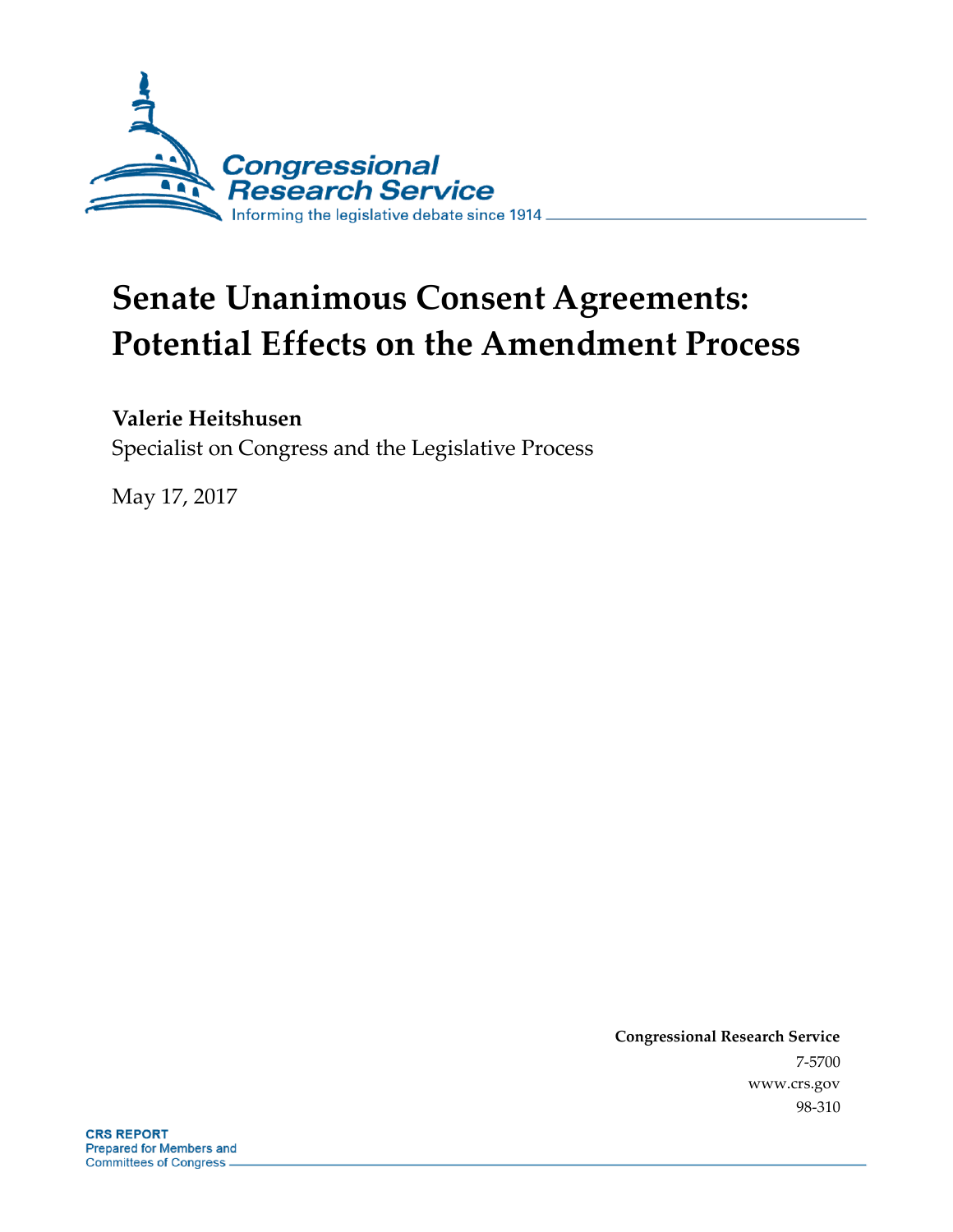Congressional Research Service

Informing the legislative debate since 1914

# Senate Unanimous Consent Agreements: Potential Effects on the Amendment Process

**Valerie Heitshusen**

Specialist on Congress and the Legislative Process

May 17, 2017

**Congressional Research Service**

7-5700

www.crs.gov

98-310

**CRS REPORT**

Prepared for Members and Committees of Congress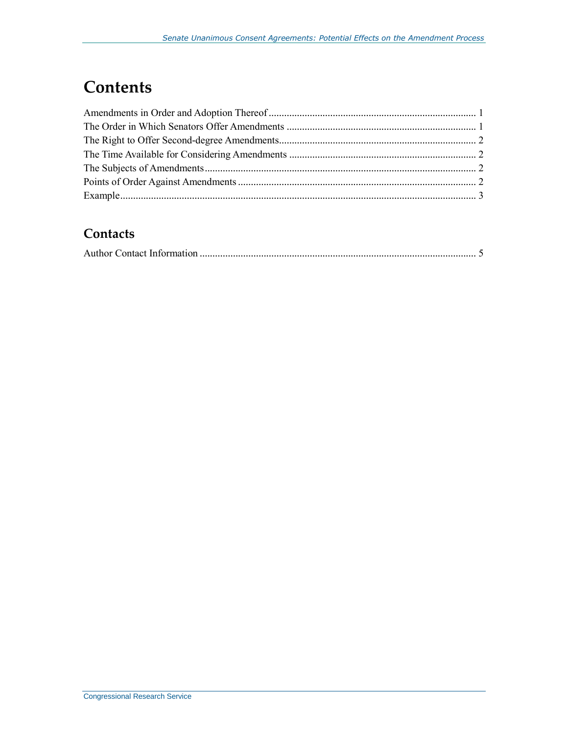# Contents

Amendments in Order and Adoption Thereof ..... 1
The Order in Which Senators Offer Amendments ..... 1
The Right to Offer Second-degree Amendments ..... 2
The Time Available for Considering Amendments ..... 2
The Subjects of Amendments ..... 2
Points of Order Against Amendments ..... 2
Example ..... 3

## Contacts

Author Contact Information ..... 5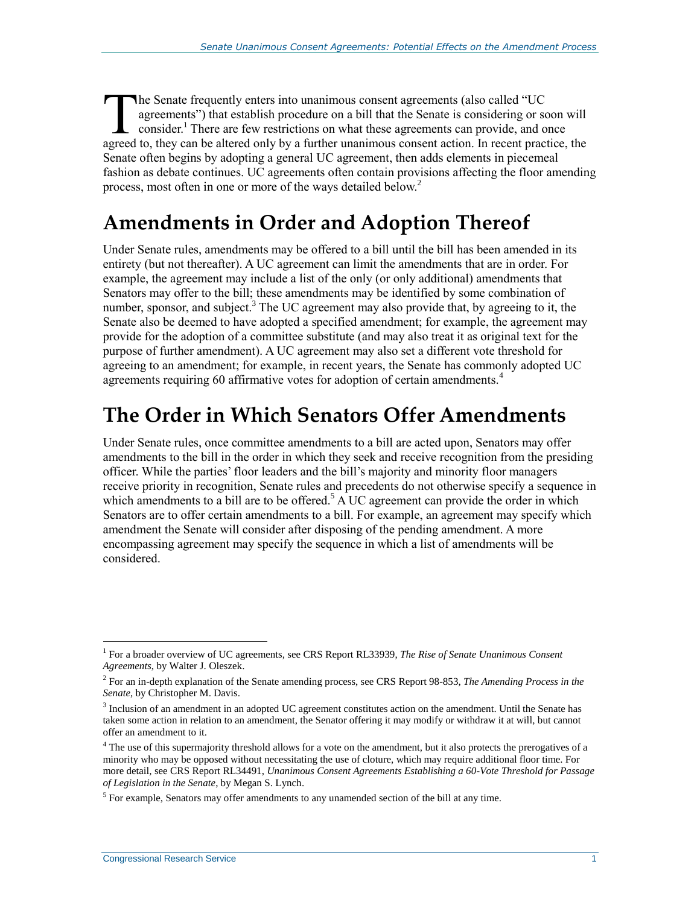The Senate frequently enters into unanimous consent agreements (also called "UC agreements") that establish procedure on a bill that the Senate is considering or soon will consider.[1] There are few restrictions on what these agreements can provide, and once agreed to, they can be altered only by a further unanimous consent action. In recent practice, the Senate often begins by adopting a general UC agreement, then adds elements in piecemeal fashion as debate continues. UC agreements often contain provisions affecting the floor amending process, most often in one or more of the ways detailed below.[2]

# Amendments in Order and Adoption Thereof

Under Senate rules, amendments may be offered to a bill until the bill has been amended in its entirety (but not thereafter). A UC agreement can limit the amendments that are in order. For example, the agreement may include a list of the only (or only additional) amendments that Senators may offer to the bill; these amendments may be identified by some combination of number, sponsor, and subject.[3] The UC agreement may also provide that, by agreeing to it, the Senate also be deemed to have adopted a specified amendment; for example, the agreement may provide for the adoption of a committee substitute (and may also treat it as original text for the purpose of further amendment). A UC agreement may also set a different vote threshold for agreeing to an amendment; for example, in recent years, the Senate has commonly adopted UC agreements requiring 60 affirmative votes for adoption of certain amendments.[4]

# The Order in Which Senators Offer Amendments

Under Senate rules, once committee amendments to a bill are acted upon, Senators may offer amendments to the bill in the order in which they seek and receive recognition from the presiding officer. While the parties' floor leaders and the bill's majority and minority floor managers receive priority in recognition, Senate rules and precedents do not otherwise specify a sequence in which amendments to a bill are to be offered.[5] A UC agreement can provide the order in which Senators are to offer certain amendments to a bill. For example, an agreement may specify which amendment the Senate will consider after disposing of the pending amendment. A more encompassing agreement may specify the sequence in which a list of amendments will be considered.

---

[1] For a broader overview of UC agreements, see CRS Report RL33939, *The Rise of Senate Unanimous Consent Agreements*, by Walter J. Oleszek.

[2] For an in-depth explanation of the Senate amending process, see CRS Report 98-853, *The Amending Process in the Senate*, by Christopher M. Davis.

[3] Inclusion of an amendment in an adopted UC agreement constitutes action on the amendment. Until the Senate has taken some action in relation to an amendment, the Senator offering it may modify or withdraw it at will, but cannot offer an amendment to it.

[4] The use of this supermajority threshold allows for a vote on the amendment, but it also protects the prerogatives of a minority who may be opposed without necessitating the use of cloture, which may require additional floor time. For more detail, see CRS Report RL34491, *Unanimous Consent Agreements Establishing a 60-Vote Threshold for Passage of Legislation in the Senate*, by Megan S. Lynch.

[5] For example, Senators may offer amendments to any unamended section of the bill at any time.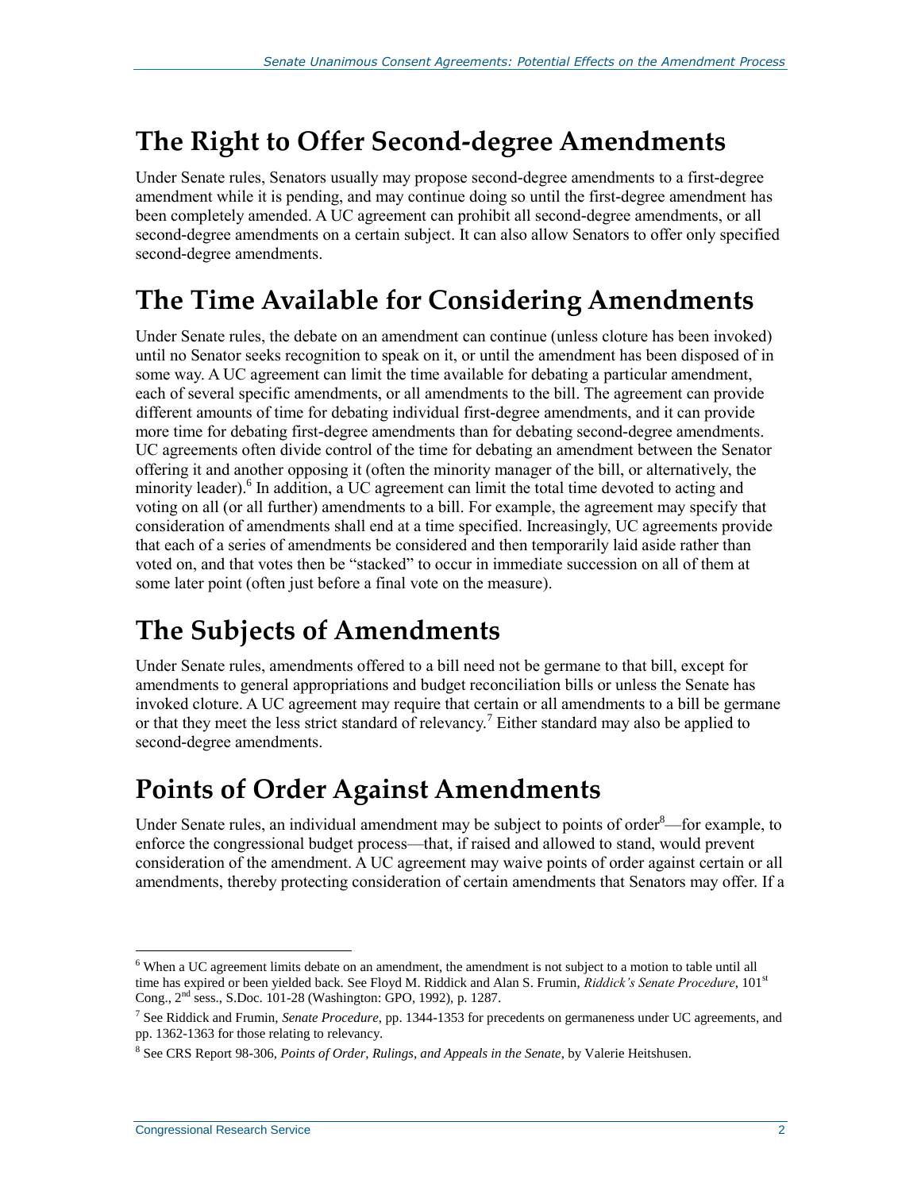## The Right to Offer Second-degree Amendments

Under Senate rules, Senators usually may propose second-degree amendments to a first-degree amendment while it is pending, and may continue doing so until the first-degree amendment has been completely amended. A UC agreement can prohibit all second-degree amendments, or all second-degree amendments on a certain subject. It can also allow Senators to offer only specified second-degree amendments.

## The Time Available for Considering Amendments

Under Senate rules, the debate on an amendment can continue (unless cloture has been invoked) until no Senator seeks recognition to speak on it, or until the amendment has been disposed of in some way. A UC agreement can limit the time available for debating a particular amendment, each of several specific amendments, or all amendments to the bill. The agreement can provide different amounts of time for debating individual first-degree amendments, and it can provide more time for debating first-degree amendments than for debating second-degree amendments. UC agreements often divide control of the time for debating an amendment between the Senator offering it and another opposing it (often the minority manager of the bill, or alternatively, the minority leader).[6] In addition, a UC agreement can limit the total time devoted to acting and voting on all (or all further) amendments to a bill. For example, the agreement may specify that consideration of amendments shall end at a time specified. Increasingly, UC agreements provide that each of a series of amendments be considered and then temporarily laid aside rather than voted on, and that votes then be "stacked" to occur in immediate succession on all of them at some later point (often just before a final vote on the measure).

## The Subjects of Amendments

Under Senate rules, amendments offered to a bill need not be germane to that bill, except for amendments to general appropriations and budget reconciliation bills or unless the Senate has invoked cloture. A UC agreement may require that certain or all amendments to a bill be germane or that they meet the less strict standard of relevancy.[7] Either standard may also be applied to second-degree amendments.

## Points of Order Against Amendments

Under Senate rules, an individual amendment may be subject to points of order[8]—for example, to enforce the congressional budget process—that, if raised and allowed to stand, would prevent consideration of the amendment. A UC agreement may waive points of order against certain or all amendments, thereby protecting consideration of certain amendments that Senators may offer. If a

---

[6] When a UC agreement limits debate on an amendment, the amendment is not subject to a motion to table until all time has expired or been yielded back. See Floyd M. Riddick and Alan S. Frumin, *Riddick's Senate Procedure*, 101st Cong., 2nd sess., S.Doc. 101-28 (Washington: GPO, 1992), p. 1287.

[7] See Riddick and Frumin, *Senate Procedure*, pp. 1344-1353 for precedents on germaneness under UC agreements, and pp. 1362-1363 for those relating to relevancy.

[8] See CRS Report 98-306, *Points of Order, Rulings, and Appeals in the Senate*, by Valerie Heitshusen.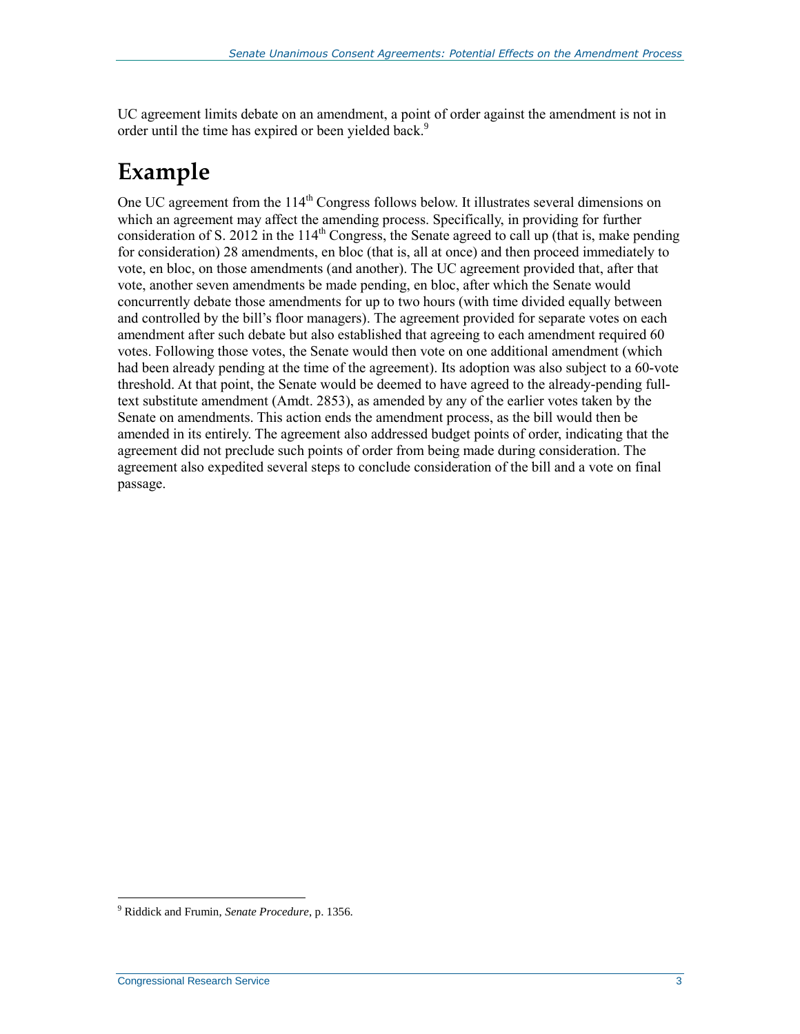UC agreement limits debate on an amendment, a point of order against the amendment is not in order until the time has expired or been yielded back.[9]

# Example

One UC agreement from the 114th Congress follows below. It illustrates several dimensions on which an agreement may affect the amending process. Specifically, in providing for further consideration of S. 2012 in the 114th Congress, the Senate agreed to call up (that is, make pending for consideration) 28 amendments, en bloc (that is, all at once) and then proceed immediately to vote, en bloc, on those amendments (and another). The UC agreement provided that, after that vote, another seven amendments be made pending, en bloc, after which the Senate would concurrently debate those amendments for up to two hours (with time divided equally between and controlled by the bill's floor managers). The agreement provided for separate votes on each amendment after such debate but also established that agreeing to each amendment required 60 votes. Following those votes, the Senate would then vote on one additional amendment (which had been already pending at the time of the agreement). Its adoption was also subject to a 60-vote threshold. At that point, the Senate would be deemed to have agreed to the already-pending full-text substitute amendment (Amdt. 2853), as amended by any of the earlier votes taken by the Senate on amendments. This action ends the amendment process, as the bill would then be amended in its entirety. The agreement also addressed budget points of order, indicating that the agreement did not preclude such points of order from being made during consideration. The agreement also expedited several steps to conclude consideration of the bill and a vote on final passage.

---

[9] Riddick and Frumin, *Senate Procedure*, p. 1356.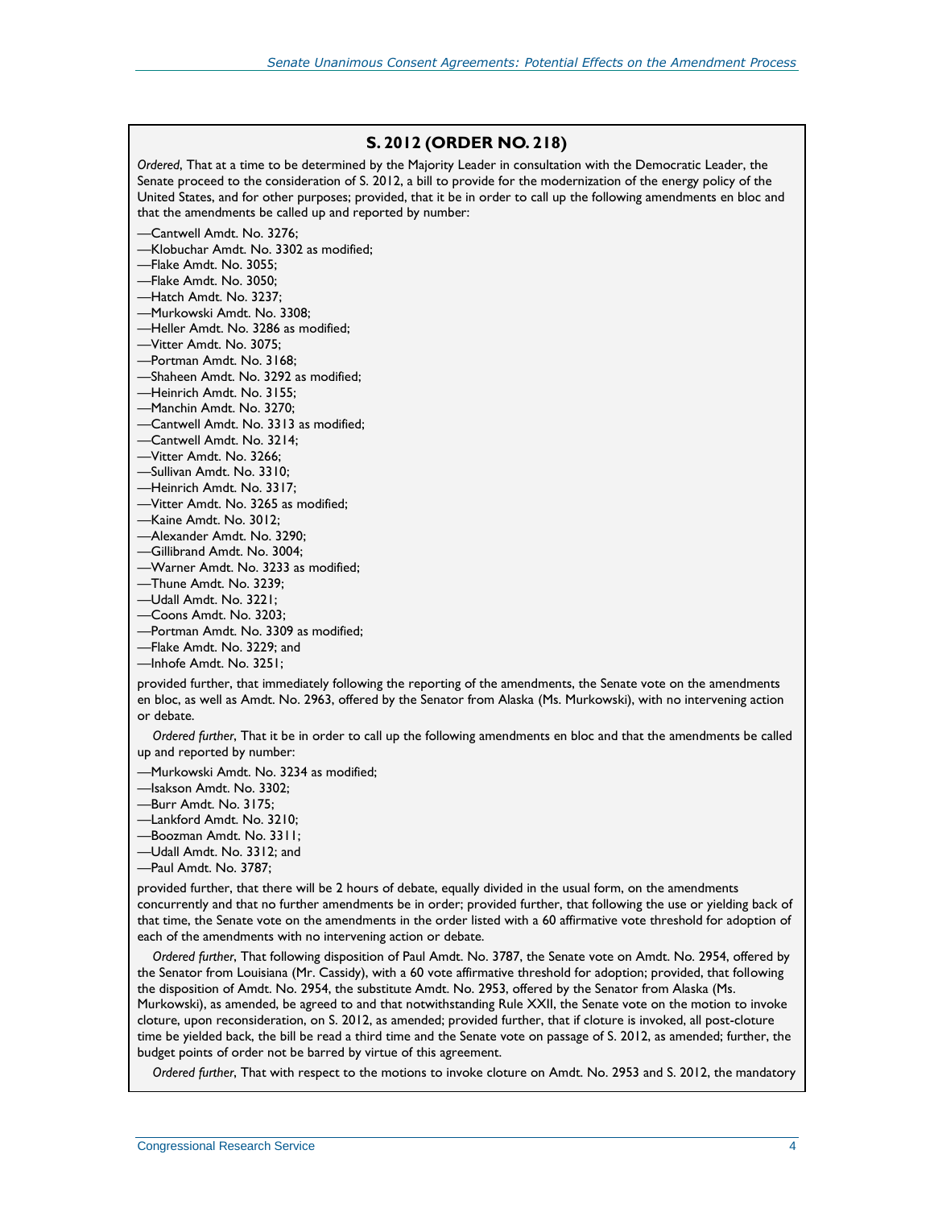## S. 2012 (ORDER NO. 218)

*Ordered*, That at a time to be determined by the Majority Leader in consultation with the Democratic Leader, the Senate proceed to the consideration of S. 2012, a bill to provide for the modernization of the energy policy of the United States, and for other purposes; provided, that it be in order to call up the following amendments en bloc and that the amendments be called up and reported by number:

—Cantwell Amdt. No. 3276;
—Klobuchar Amdt. No. 3302 as modified;
—Flake Amdt. No. 3055;
—Flake Amdt. No. 3050;
—Hatch Amdt. No. 3237;
—Murkowski Amdt. No. 3308;
—Heller Amdt. No. 3286 as modified;
—Vitter Amdt. No. 3075;
—Portman Amdt. No. 3168;
—Shaheen Amdt. No. 3292 as modified;
—Heinrich Amdt. No. 3155;
—Manchin Amdt. No. 3270;
—Cantwell Amdt. No. 3313 as modified;
—Cantwell Amdt. No. 3214;
—Vitter Amdt. No. 3266;
—Sullivan Amdt. No. 3310;
—Heinrich Amdt. No. 3317;
—Vitter Amdt. No. 3265 as modified;
—Kaine Amdt. No. 3012;
—Alexander Amdt. No. 3290;
—Gillibrand Amdt. No. 3004;
—Warner Amdt. No. 3233 as modified;
—Thune Amdt. No. 3239;
—Udall Amdt. No. 3221;
—Coons Amdt. No. 3203;
—Portman Amdt. No. 3309 as modified;
—Flake Amdt. No. 3229; and
—Inhofe Amdt. No. 3251;

provided further, that immediately following the reporting of the amendments, the Senate vote on the amendments en bloc, as well as Amdt. No. 2963, offered by the Senator from Alaska (Ms. Murkowski), with no intervening action or debate.

*Ordered further*, That it be in order to call up the following amendments en bloc and that the amendments be called up and reported by number:

—Murkowski Amdt. No. 3234 as modified;
—Isakson Amdt. No. 3302;
—Burr Amdt. No. 3175;
—Lankford Amdt. No. 3210;
—Boozman Amdt. No. 3311;
—Udall Amdt. No. 3312; and
—Paul Amdt. No. 3787;

provided further, that there will be 2 hours of debate, equally divided in the usual form, on the amendments concurrently and that no further amendments be in order; provided further, that following the use or yielding back of that time, the Senate vote on the amendments in the order listed with a 60 affirmative vote threshold for adoption of each of the amendments with no intervening action or debate.

*Ordered further*, That following disposition of Paul Amdt. No. 3787, the Senate vote on Amdt. No. 2954, offered by the Senator from Louisiana (Mr. Cassidy), with a 60 vote affirmative threshold for adoption; provided, that following the disposition of Amdt. No. 2954, the substitute Amdt. No. 2953, offered by the Senator from Alaska (Ms. Murkowski), as amended, be agreed to and that notwithstanding Rule XXII, the Senate vote on the motion to invoke cloture, upon reconsideration, on S. 2012, as amended; provided further, that if cloture is invoked, all post-cloture time be yielded back, the bill be read a third time and the Senate vote on passage of S. 2012, as amended; further, the budget points of order not be barred by virtue of this agreement.

*Ordered further*, That with respect to the motions to invoke cloture on Amdt. No. 2953 and S. 2012, the mandatory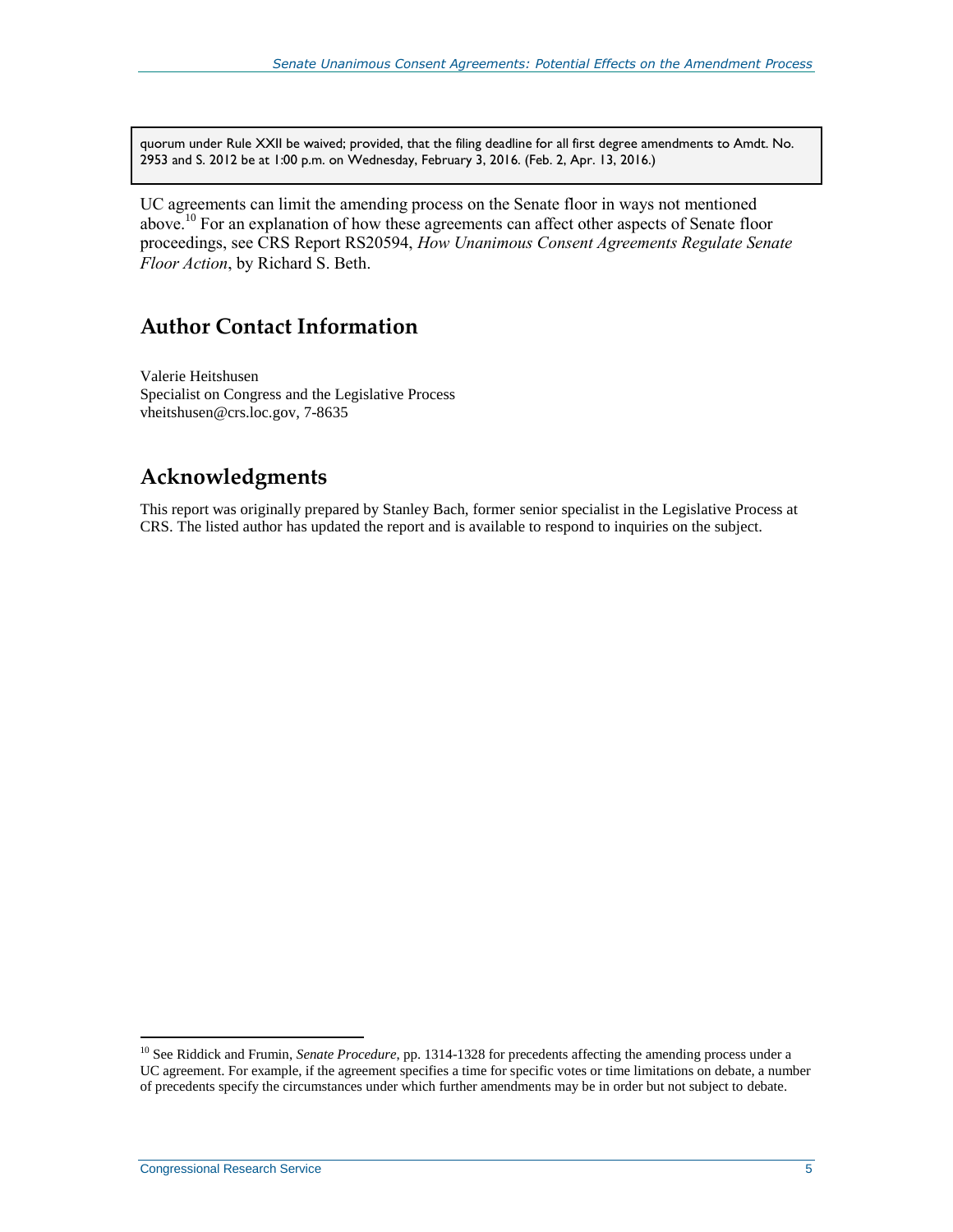quorum under Rule XXII be waived; provided, that the filing deadline for all first degree amendments to Amdt. No. 2953 and S. 2012 be at 1:00 p.m. on Wednesday, February 3, 2016. (Feb. 2, Apr. 13, 2016.)

UC agreements can limit the amending process on the Senate floor in ways not mentioned above.[10] For an explanation of how these agreements can affect other aspects of Senate floor proceedings, see CRS Report RS20594, *How Unanimous Consent Agreements Regulate Senate Floor Action*, by Richard S. Beth.

## Author Contact Information

Valerie Heitshusen
Specialist on Congress and the Legislative Process
vheitshusen@crs.loc.gov, 7-8635

## Acknowledgments

This report was originally prepared by Stanley Bach, former senior specialist in the Legislative Process at CRS. The listed author has updated the report and is available to respond to inquiries on the subject.

[10] See Riddick and Frumin, *Senate Procedure*, pp. 1314-1328 for precedents affecting the amending process under a UC agreement. For example, if the agreement specifies a time for specific votes or time limitations on debate, a number of precedents specify the circumstances under which further amendments may be in order but not subject to debate.